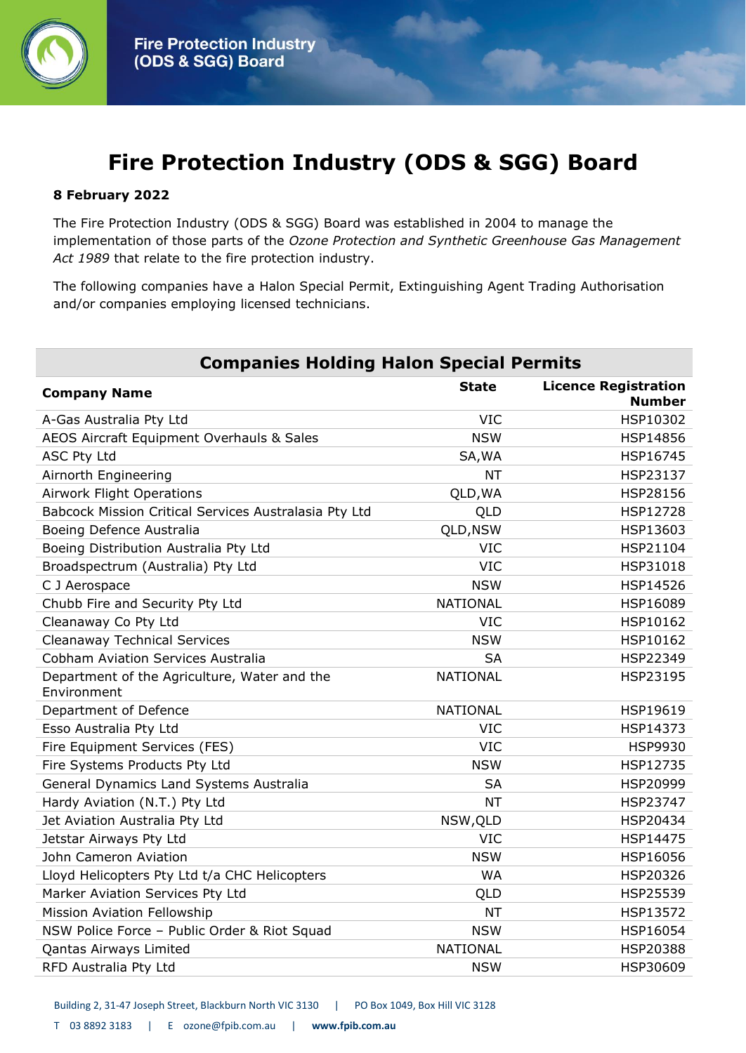# Fire Protection Industry (ODS & SGG) Board

**8 February 2022**

The Fire Protection Industry (ODS & SGG) Board was established in 2004 to manage the implementation of those parts of the *Ozone Protection and Synthetic Greenhouse Gas Management Act 1989* that relate to the fire protection industry.

The following companies have a Halon Special Permit, Extinguishing Agent Trading Authorisation and/or companies employing licensed technicians.

| **Companies Holding Halon Special Permits** | | |
|---|---|---|
| **Company Name** | **State** | **Licence Registration Number** |
| A-Gas Australia Pty Ltd | VIC | HSP10302 |
| AEOS Aircraft Equipment Overhauls & Sales | NSW | HSP14856 |
| ASC Pty Ltd | SA,WA | HSP16745 |
| Airnorth Engineering | NT | HSP23137 |
| Airwork Flight Operations | QLD,WA | HSP28156 |
| Babcock Mission Critical Services Australasia Pty Ltd | QLD | HSP12728 |
| Boeing Defence Australia | QLD,NSW | HSP13603 |
| Boeing Distribution Australia Pty Ltd | VIC | HSP21104 |
| Broadspectrum (Australia) Pty Ltd | VIC | HSP31018 |
| C J Aerospace | NSW | HSP14526 |
| Chubb Fire and Security Pty Ltd | NATIONAL | HSP16089 |
| Cleanaway Co Pty Ltd | VIC | HSP10162 |
| Cleanaway Technical Services | NSW | HSP10162 |
| Cobham Aviation Services Australia | SA | HSP22349 |
| Department of the Agriculture, Water and the Environment | NATIONAL | HSP23195 |
| Department of Defence | NATIONAL | HSP19619 |
| Esso Australia Pty Ltd | VIC | HSP14373 |
| Fire Equipment Services (FES) | VIC | HSP9930 |
| Fire Systems Products Pty Ltd | NSW | HSP12735 |
| General Dynamics Land Systems Australia | SA | HSP20999 |
| Hardy Aviation (N.T.) Pty Ltd | NT | HSP23747 |
| Jet Aviation Australia Pty Ltd | NSW,QLD | HSP20434 |
| Jetstar Airways Pty Ltd | VIC | HSP14475 |
| John Cameron Aviation | NSW | HSP16056 |
| Lloyd Helicopters Pty Ltd t/a CHC Helicopters | WA | HSP20326 |
| Marker Aviation Services Pty Ltd | QLD | HSP25539 |
| Mission Aviation Fellowship | NT | HSP13572 |
| NSW Police Force – Public Order & Riot Squad | NSW | HSP16054 |
| Qantas Airways Limited | NATIONAL | HSP20388 |
| RFD Australia Pty Ltd | NSW | HSP30609 |

Building 2, 31-47 Joseph Street, Blackburn North VIC 3130 | PO Box 1049, Box Hill VIC 3128

T 03 8892 3183 | E ozone@fpib.com.au | **www.fpib.com.au**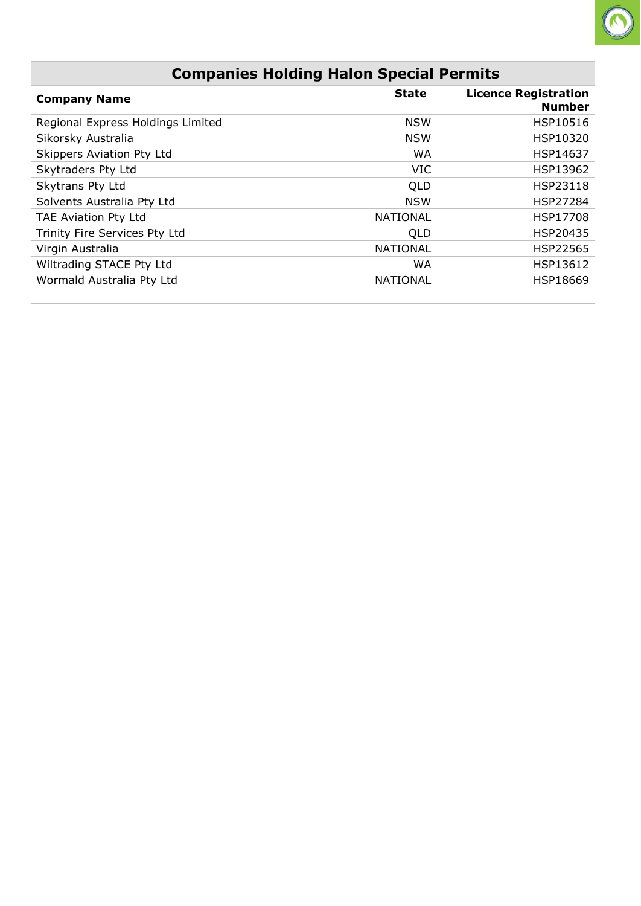| Companies Holding Halon Special Permits | | |
|---|---|---|
| **Company Name** | **State** | **Licence Registration Number** |
| Regional Express Holdings Limited | NSW | HSP10516 |
| Sikorsky Australia | NSW | HSP10320 |
| Skippers Aviation Pty Ltd | WA | HSP14637 |
| Skytraders Pty Ltd | VIC | HSP13962 |
| Skytrans Pty Ltd | QLD | HSP23118 |
| Solvents Australia Pty Ltd | NSW | HSP27284 |
| TAE Aviation Pty Ltd | NATIONAL | HSP17708 |
| Trinity Fire Services Pty Ltd | QLD | HSP20435 |
| Virgin Australia | NATIONAL | HSP22565 |
| Wiltrading STACE Pty Ltd | WA | HSP13612 |
| Wormald Australia Pty Ltd | NATIONAL | HSP18669 |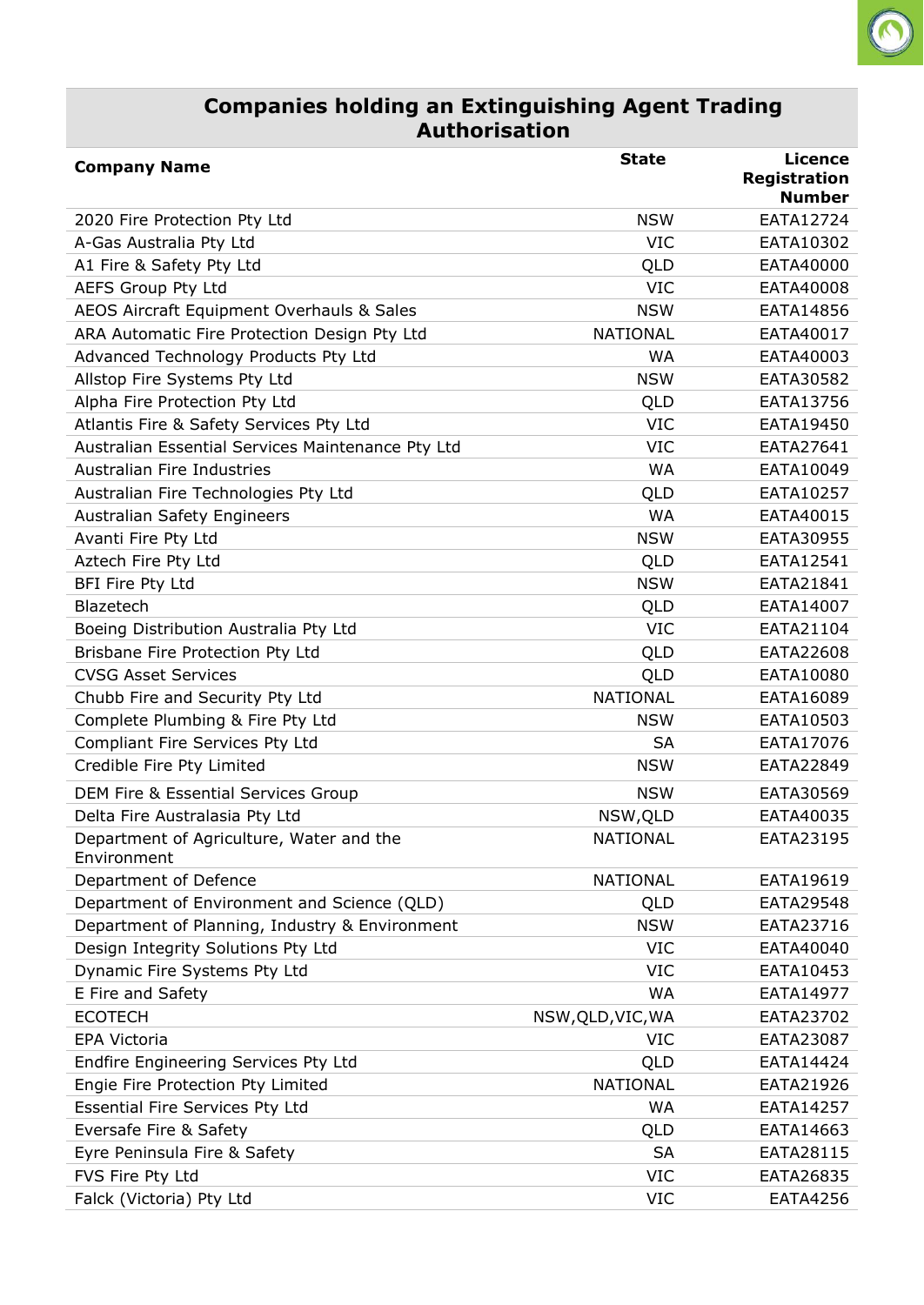## Companies holding an Extinguishing Agent Trading Authorisation

| Company Name | State | Licence Registration Number |
|---|---|---|
| 2020 Fire Protection Pty Ltd | NSW | EATA12724 |
| A-Gas Australia Pty Ltd | VIC | EATA10302 |
| A1 Fire & Safety Pty Ltd | QLD | EATA40000 |
| AEFS Group Pty Ltd | VIC | EATA40008 |
| AEOS Aircraft Equipment Overhauls & Sales | NSW | EATA14856 |
| ARA Automatic Fire Protection Design Pty Ltd | NATIONAL | EATA40017 |
| Advanced Technology Products Pty Ltd | WA | EATA40003 |
| Allstop Fire Systems Pty Ltd | NSW | EATA30582 |
| Alpha Fire Protection Pty Ltd | QLD | EATA13756 |
| Atlantis Fire & Safety Services Pty Ltd | VIC | EATA19450 |
| Australian Essential Services Maintenance Pty Ltd | VIC | EATA27641 |
| Australian Fire Industries | WA | EATA10049 |
| Australian Fire Technologies Pty Ltd | QLD | EATA10257 |
| Australian Safety Engineers | WA | EATA40015 |
| Avanti Fire Pty Ltd | NSW | EATA30955 |
| Aztech Fire Pty Ltd | QLD | EATA12541 |
| BFI Fire Pty Ltd | NSW | EATA21841 |
| Blazetech | QLD | EATA14007 |
| Boeing Distribution Australia Pty Ltd | VIC | EATA21104 |
| Brisbane Fire Protection Pty Ltd | QLD | EATA22608 |
| CVSG Asset Services | QLD | EATA10080 |
| Chubb Fire and Security Pty Ltd | NATIONAL | EATA16089 |
| Complete Plumbing & Fire Pty Ltd | NSW | EATA10503 |
| Compliant Fire Services Pty Ltd | SA | EATA17076 |
| Credible Fire Pty Limited | NSW | EATA22849 |
| DEM Fire & Essential Services Group | NSW | EATA30569 |
| Delta Fire Australasia Pty Ltd | NSW,QLD | EATA40035 |
| Department of Agriculture, Water and the Environment | NATIONAL | EATA23195 |
| Department of Defence | NATIONAL | EATA19619 |
| Department of Environment and Science (QLD) | QLD | EATA29548 |
| Department of Planning, Industry & Environment | NSW | EATA23716 |
| Design Integrity Solutions Pty Ltd | VIC | EATA40040 |
| Dynamic Fire Systems Pty Ltd | VIC | EATA10453 |
| E Fire and Safety | WA | EATA14977 |
| ECOTECH | NSW,QLD,VIC,WA | EATA23702 |
| EPA Victoria | VIC | EATA23087 |
| Endfire Engineering Services Pty Ltd | QLD | EATA14424 |
| Engie Fire Protection Pty Limited | NATIONAL | EATA21926 |
| Essential Fire Services Pty Ltd | WA | EATA14257 |
| Eversafe Fire & Safety | QLD | EATA14663 |
| Eyre Peninsula Fire & Safety | SA | EATA28115 |
| FVS Fire Pty Ltd | VIC | EATA26835 |
| Falck (Victoria) Pty Ltd | VIC | EATA4256 |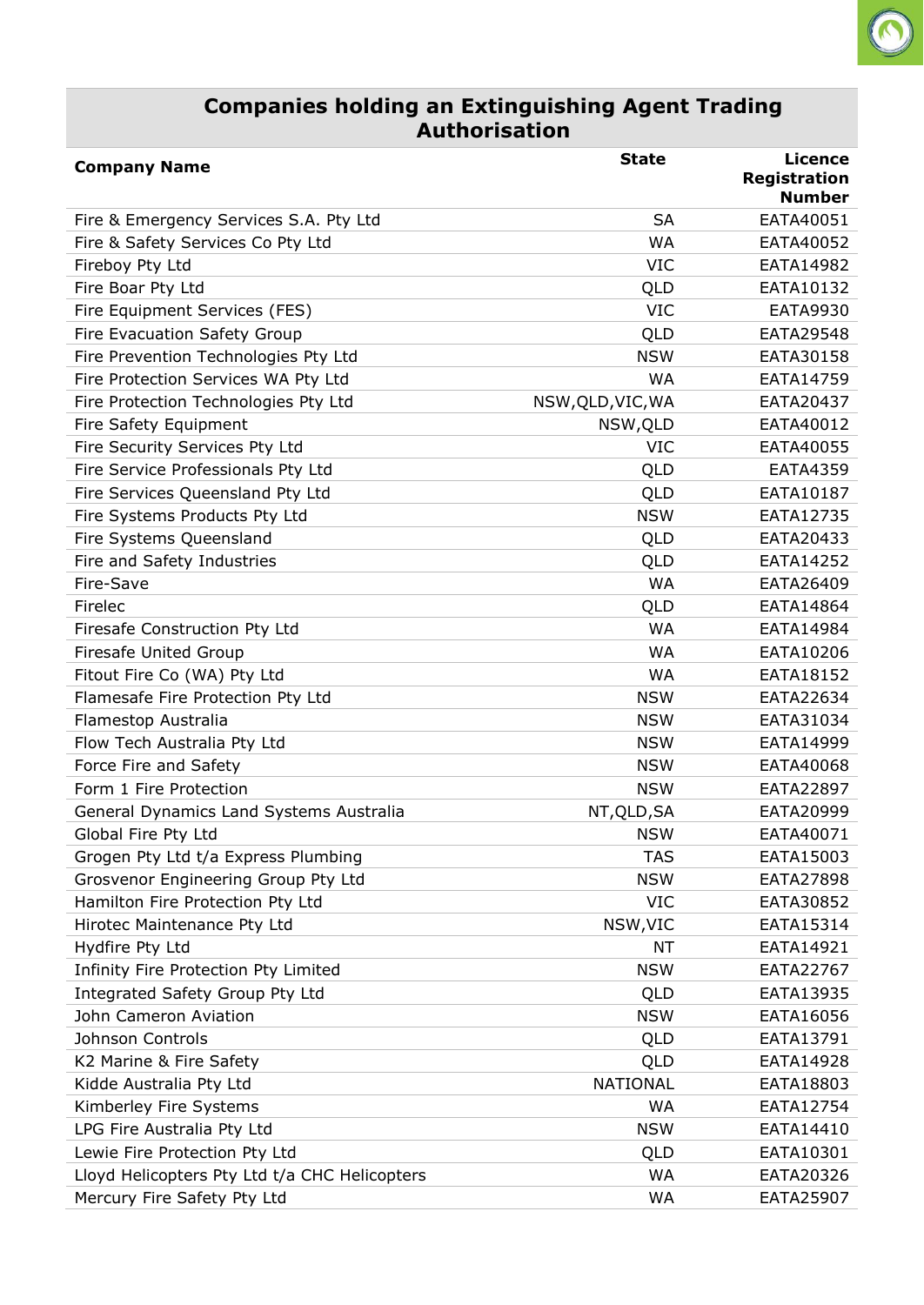## Companies holding an Extinguishing Agent Trading Authorisation

| Company Name | State | Licence Registration Number |
|---|---|---|
| Fire & Emergency Services S.A. Pty Ltd | SA | EATA40051 |
| Fire & Safety Services Co Pty Ltd | WA | EATA40052 |
| Fireboy Pty Ltd | VIC | EATA14982 |
| Fire Boar Pty Ltd | QLD | EATA10132 |
| Fire Equipment Services (FES) | VIC | EATA9930 |
| Fire Evacuation Safety Group | QLD | EATA29548 |
| Fire Prevention Technologies Pty Ltd | NSW | EATA30158 |
| Fire Protection Services WA Pty Ltd | WA | EATA14759 |
| Fire Protection Technologies Pty Ltd | NSW,QLD,VIC,WA | EATA20437 |
| Fire Safety Equipment | NSW,QLD | EATA40012 |
| Fire Security Services Pty Ltd | VIC | EATA40055 |
| Fire Service Professionals Pty Ltd | QLD | EATA4359 |
| Fire Services Queensland Pty Ltd | QLD | EATA10187 |
| Fire Systems Products Pty Ltd | NSW | EATA12735 |
| Fire Systems Queensland | QLD | EATA20433 |
| Fire and Safety Industries | QLD | EATA14252 |
| Fire-Save | WA | EATA26409 |
| Firelec | QLD | EATA14864 |
| Firesafe Construction Pty Ltd | WA | EATA14984 |
| Firesafe United Group | WA | EATA10206 |
| Fitout Fire Co (WA) Pty Ltd | WA | EATA18152 |
| Flamesafe Fire Protection Pty Ltd | NSW | EATA22634 |
| Flamestop Australia | NSW | EATA31034 |
| Flow Tech Australia Pty Ltd | NSW | EATA14999 |
| Force Fire and Safety | NSW | EATA40068 |
| Form 1 Fire Protection | NSW | EATA22897 |
| General Dynamics Land Systems Australia | NT,QLD,SA | EATA20999 |
| Global Fire Pty Ltd | NSW | EATA40071 |
| Grogen Pty Ltd t/a Express Plumbing | TAS | EATA15003 |
| Grosvenor Engineering Group Pty Ltd | NSW | EATA27898 |
| Hamilton Fire Protection Pty Ltd | VIC | EATA30852 |
| Hirotec Maintenance Pty Ltd | NSW,VIC | EATA15314 |
| Hydfire Pty Ltd | NT | EATA14921 |
| Infinity Fire Protection Pty Limited | NSW | EATA22767 |
| Integrated Safety Group Pty Ltd | QLD | EATA13935 |
| John Cameron Aviation | NSW | EATA16056 |
| Johnson Controls | QLD | EATA13791 |
| K2 Marine & Fire Safety | QLD | EATA14928 |
| Kidde Australia Pty Ltd | NATIONAL | EATA18803 |
| Kimberley Fire Systems | WA | EATA12754 |
| LPG Fire Australia Pty Ltd | NSW | EATA14410 |
| Lewie Fire Protection Pty Ltd | QLD | EATA10301 |
| Lloyd Helicopters Pty Ltd t/a CHC Helicopters | WA | EATA20326 |
| Mercury Fire Safety Pty Ltd | WA | EATA25907 |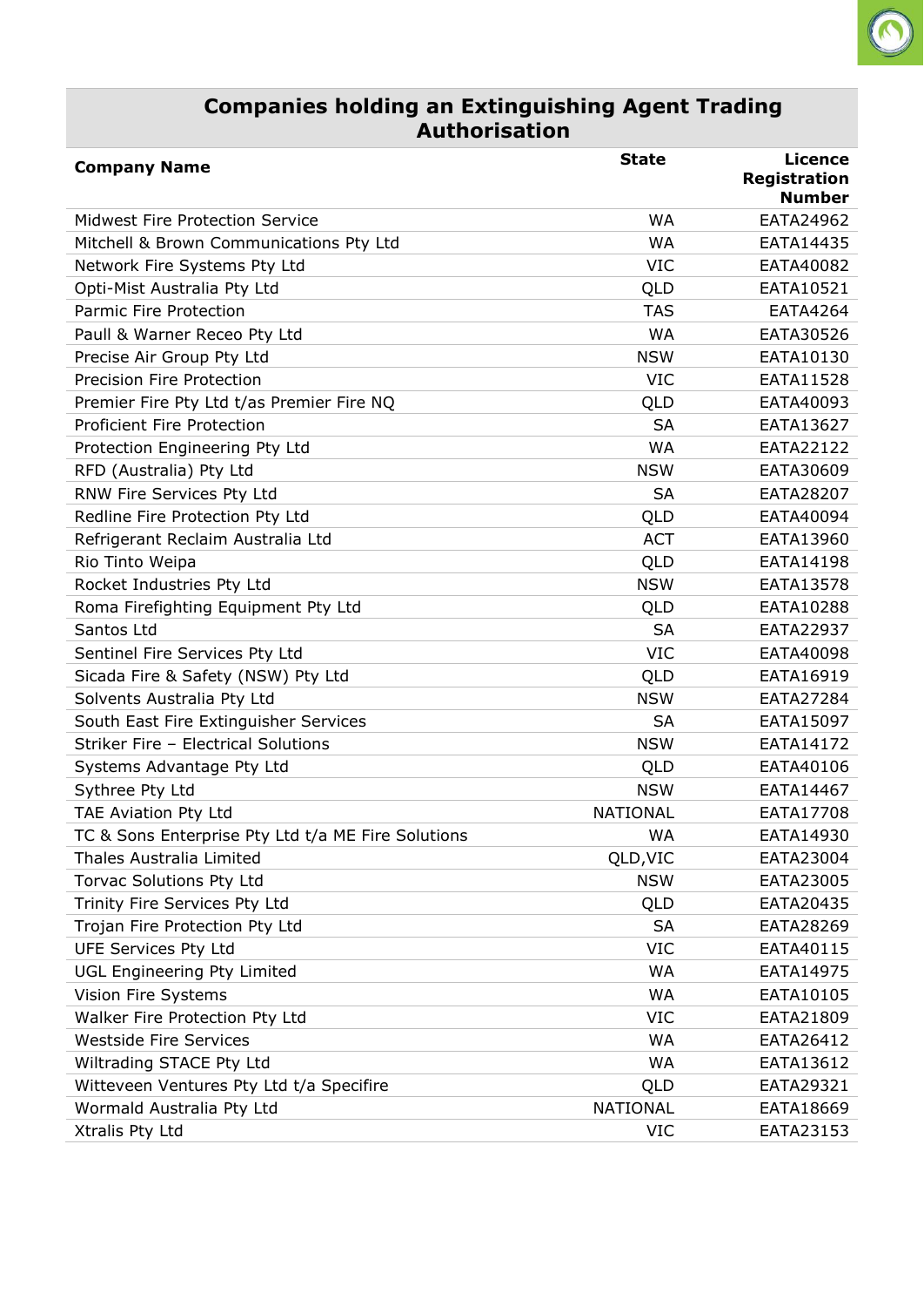## Companies holding an Extinguishing Agent Trading Authorisation

| Company Name | State | Licence Registration Number |
|---|---|---|
| Midwest Fire Protection Service | WA | EATA24962 |
| Mitchell & Brown Communications Pty Ltd | WA | EATA14435 |
| Network Fire Systems Pty Ltd | VIC | EATA40082 |
| Opti-Mist Australia Pty Ltd | QLD | EATA10521 |
| Parmic Fire Protection | TAS | EATA4264 |
| Paull & Warner Receo Pty Ltd | WA | EATA30526 |
| Precise Air Group Pty Ltd | NSW | EATA10130 |
| Precision Fire Protection | VIC | EATA11528 |
| Premier Fire Pty Ltd t/as Premier Fire NQ | QLD | EATA40093 |
| Proficient Fire Protection | SA | EATA13627 |
| Protection Engineering Pty Ltd | WA | EATA22122 |
| RFD (Australia) Pty Ltd | NSW | EATA30609 |
| RNW Fire Services Pty Ltd | SA | EATA28207 |
| Redline Fire Protection Pty Ltd | QLD | EATA40094 |
| Refrigerant Reclaim Australia Ltd | ACT | EATA13960 |
| Rio Tinto Weipa | QLD | EATA14198 |
| Rocket Industries Pty Ltd | NSW | EATA13578 |
| Roma Firefighting Equipment Pty Ltd | QLD | EATA10288 |
| Santos Ltd | SA | EATA22937 |
| Sentinel Fire Services Pty Ltd | VIC | EATA40098 |
| Sicada Fire & Safety (NSW) Pty Ltd | QLD | EATA16919 |
| Solvents Australia Pty Ltd | NSW | EATA27284 |
| South East Fire Extinguisher Services | SA | EATA15097 |
| Striker Fire – Electrical Solutions | NSW | EATA14172 |
| Systems Advantage Pty Ltd | QLD | EATA40106 |
| Sythree Pty Ltd | NSW | EATA14467 |
| TAE Aviation Pty Ltd | NATIONAL | EATA17708 |
| TC & Sons Enterprise Pty Ltd t/a ME Fire Solutions | WA | EATA14930 |
| Thales Australia Limited | QLD,VIC | EATA23004 |
| Torvac Solutions Pty Ltd | NSW | EATA23005 |
| Trinity Fire Services Pty Ltd | QLD | EATA20435 |
| Trojan Fire Protection Pty Ltd | SA | EATA28269 |
| UFE Services Pty Ltd | VIC | EATA40115 |
| UGL Engineering Pty Limited | WA | EATA14975 |
| Vision Fire Systems | WA | EATA10105 |
| Walker Fire Protection Pty Ltd | VIC | EATA21809 |
| Westside Fire Services | WA | EATA26412 |
| Wiltrading STACE Pty Ltd | WA | EATA13612 |
| Witteveen Ventures Pty Ltd t/a Specifire | QLD | EATA29321 |
| Wormald Australia Pty Ltd | NATIONAL | EATA18669 |
| Xtralis Pty Ltd | VIC | EATA23153 |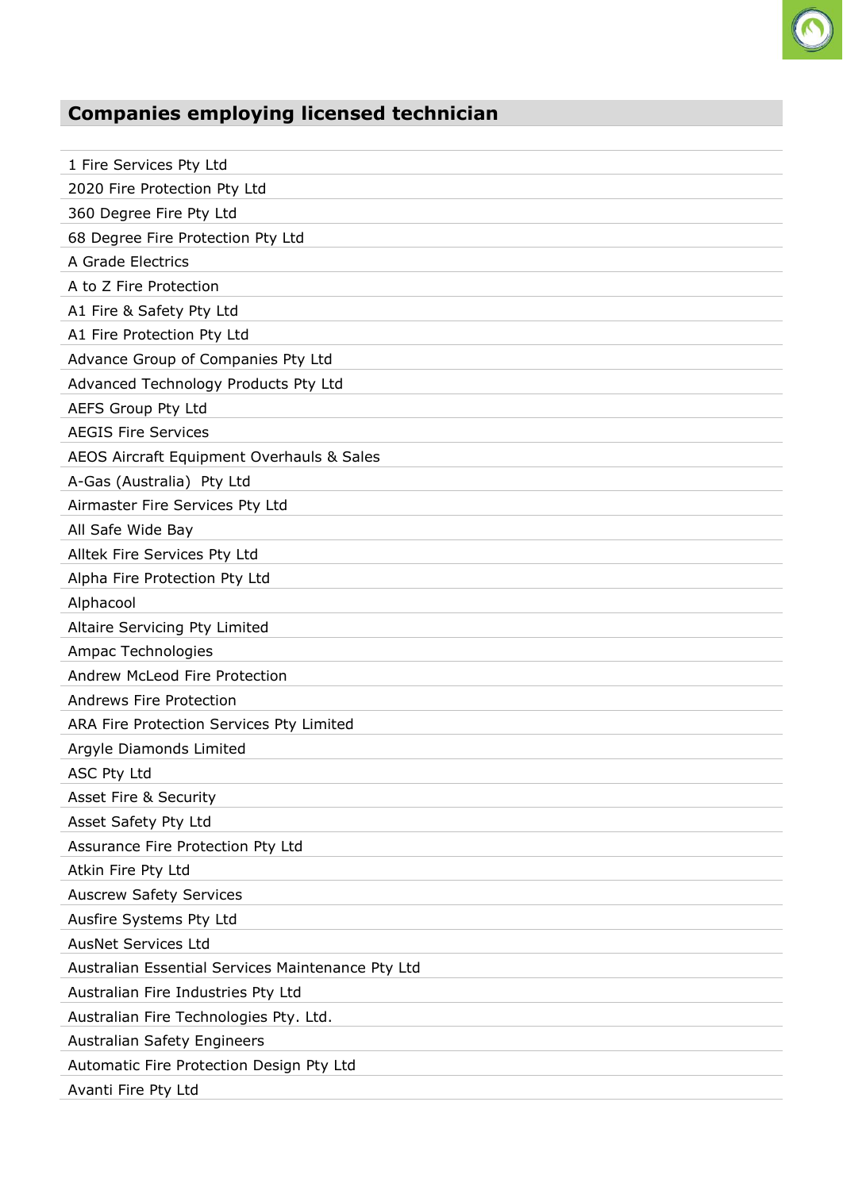## Companies employing licensed technician

| |
|---|
| 1 Fire Services Pty Ltd |
| 2020 Fire Protection Pty Ltd |
| 360 Degree Fire Pty Ltd |
| 68 Degree Fire Protection Pty Ltd |
| A Grade Electrics |
| A to Z Fire Protection |
| A1 Fire & Safety Pty Ltd |
| A1 Fire Protection Pty Ltd |
| Advance Group of Companies Pty Ltd |
| Advanced Technology Products Pty Ltd |
| AEFS Group Pty Ltd |
| AEGIS Fire Services |
| AEOS Aircraft Equipment Overhauls & Sales |
| A-Gas (Australia) Pty Ltd |
| Airmaster Fire Services Pty Ltd |
| All Safe Wide Bay |
| Alltek Fire Services Pty Ltd |
| Alpha Fire Protection Pty Ltd |
| Alphacool |
| Altaire Servicing Pty Limited |
| Ampac Technologies |
| Andrew McLeod Fire Protection |
| Andrews Fire Protection |
| ARA Fire Protection Services Pty Limited |
| Argyle Diamonds Limited |
| ASC Pty Ltd |
| Asset Fire & Security |
| Asset Safety Pty Ltd |
| Assurance Fire Protection Pty Ltd |
| Atkin Fire Pty Ltd |
| Auscrew Safety Services |
| Ausfire Systems Pty Ltd |
| AusNet Services Ltd |
| Australian Essential Services Maintenance Pty Ltd |
| Australian Fire Industries Pty Ltd |
| Australian Fire Technologies Pty. Ltd. |
| Australian Safety Engineers |
| Automatic Fire Protection Design Pty Ltd |
| Avanti Fire Pty Ltd |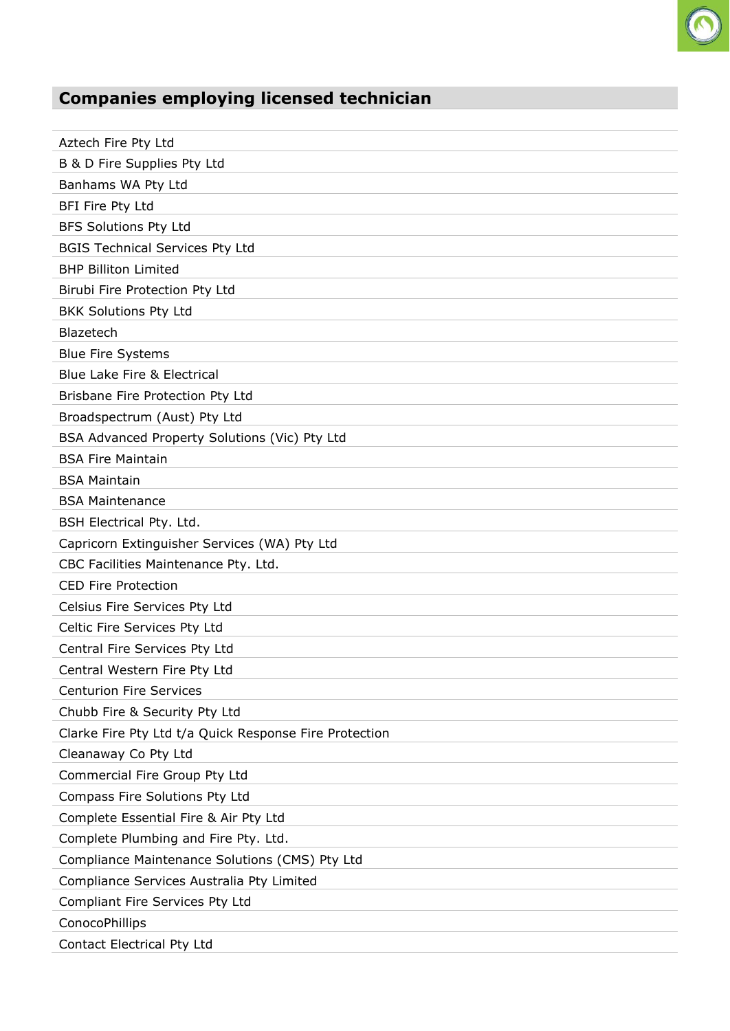## Companies employing licensed technician

| |
|---|
| Aztech Fire Pty Ltd |
| B & D Fire Supplies Pty Ltd |
| Banhams WA Pty Ltd |
| BFI Fire Pty Ltd |
| BFS Solutions Pty Ltd |
| BGIS Technical Services Pty Ltd |
| BHP Billiton Limited |
| Birubi Fire Protection Pty Ltd |
| BKK Solutions Pty Ltd |
| Blazetech |
| Blue Fire Systems |
| Blue Lake Fire & Electrical |
| Brisbane Fire Protection Pty Ltd |
| Broadspectrum (Aust) Pty Ltd |
| BSA Advanced Property Solutions (Vic) Pty Ltd |
| BSA Fire Maintain |
| BSA Maintain |
| BSA Maintenance |
| BSH Electrical Pty. Ltd. |
| Capricorn Extinguisher Services (WA) Pty Ltd |
| CBC Facilities Maintenance Pty. Ltd. |
| CED Fire Protection |
| Celsius Fire Services Pty Ltd |
| Celtic Fire Services Pty Ltd |
| Central Fire Services Pty Ltd |
| Central Western Fire Pty Ltd |
| Centurion Fire Services |
| Chubb Fire & Security Pty Ltd |
| Clarke Fire Pty Ltd t/a Quick Response Fire Protection |
| Cleanaway Co Pty Ltd |
| Commercial Fire Group Pty Ltd |
| Compass Fire Solutions Pty Ltd |
| Complete Essential Fire & Air Pty Ltd |
| Complete Plumbing and Fire Pty. Ltd. |
| Compliance Maintenance Solutions (CMS) Pty Ltd |
| Compliance Services Australia Pty Limited |
| Compliant Fire Services Pty Ltd |
| ConocoPhillips |
| Contact Electrical Pty Ltd |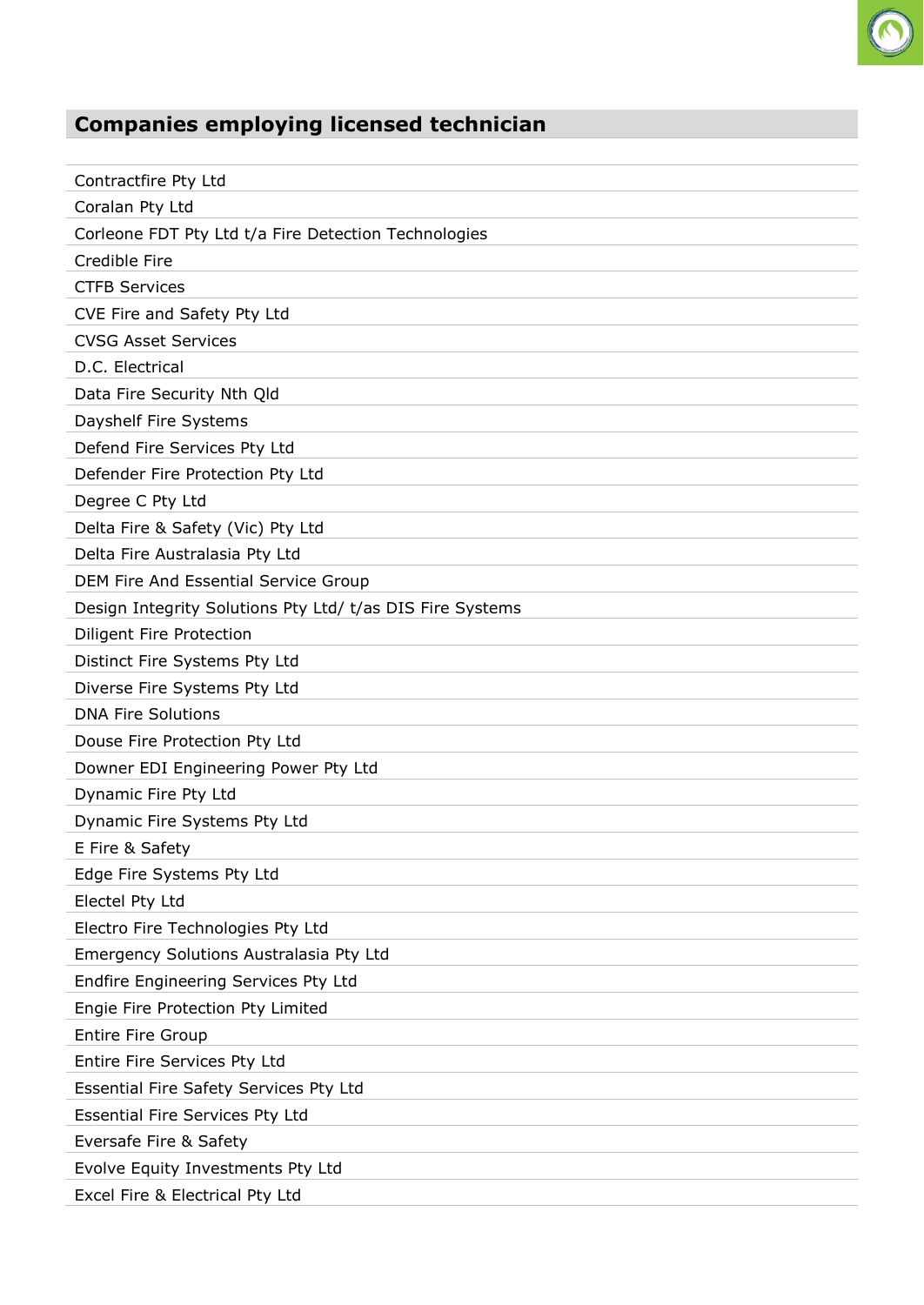## Companies employing licensed technician

| |
|---|
| Contractfire Pty Ltd |
| Coralan Pty Ltd |
| Corleone FDT Pty Ltd t/a Fire Detection Technologies |
| Credible Fire |
| CTFB Services |
| CVE Fire and Safety Pty Ltd |
| CVSG Asset Services |
| D.C. Electrical |
| Data Fire Security Nth Qld |
| Dayshelf Fire Systems |
| Defend Fire Services Pty Ltd |
| Defender Fire Protection Pty Ltd |
| Degree C Pty Ltd |
| Delta Fire & Safety (Vic) Pty Ltd |
| Delta Fire Australasia Pty Ltd |
| DEM Fire And Essential Service Group |
| Design Integrity Solutions Pty Ltd/ t/as DIS Fire Systems |
| Diligent Fire Protection |
| Distinct Fire Systems Pty Ltd |
| Diverse Fire Systems Pty Ltd |
| DNA Fire Solutions |
| Douse Fire Protection Pty Ltd |
| Downer EDI Engineering Power Pty Ltd |
| Dynamic Fire Pty Ltd |
| Dynamic Fire Systems Pty Ltd |
| E Fire & Safety |
| Edge Fire Systems Pty Ltd |
| Electel Pty Ltd |
| Electro Fire Technologies Pty Ltd |
| Emergency Solutions Australasia Pty Ltd |
| Endfire Engineering Services Pty Ltd |
| Engie Fire Protection Pty Limited |
| Entire Fire Group |
| Entire Fire Services Pty Ltd |
| Essential Fire Safety Services Pty Ltd |
| Essential Fire Services Pty Ltd |
| Eversafe Fire & Safety |
| Evolve Equity Investments Pty Ltd |
| Excel Fire & Electrical Pty Ltd |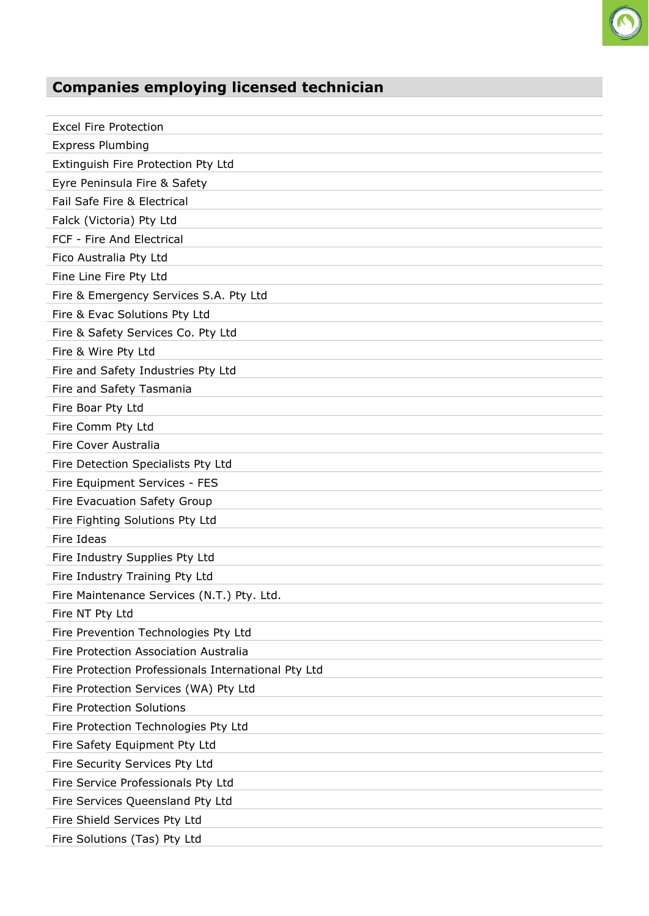## Companies employing licensed technician

| |
|---|
| Excel Fire Protection |
| Express Plumbing |
| Extinguish Fire Protection Pty Ltd |
| Eyre Peninsula Fire & Safety |
| Fail Safe Fire & Electrical |
| Falck (Victoria) Pty Ltd |
| FCF - Fire And Electrical |
| Fico Australia Pty Ltd |
| Fine Line Fire Pty Ltd |
| Fire & Emergency Services S.A. Pty Ltd |
| Fire & Evac Solutions Pty Ltd |
| Fire & Safety Services Co. Pty Ltd |
| Fire & Wire Pty Ltd |
| Fire and Safety Industries Pty Ltd |
| Fire and Safety Tasmania |
| Fire Boar Pty Ltd |
| Fire Comm Pty Ltd |
| Fire Cover Australia |
| Fire Detection Specialists Pty Ltd |
| Fire Equipment Services - FES |
| Fire Evacuation Safety Group |
| Fire Fighting Solutions Pty Ltd |
| Fire Ideas |
| Fire Industry Supplies Pty Ltd |
| Fire Industry Training Pty Ltd |
| Fire Maintenance Services (N.T.) Pty. Ltd. |
| Fire NT Pty Ltd |
| Fire Prevention Technologies Pty Ltd |
| Fire Protection Association Australia |
| Fire Protection Professionals International Pty Ltd |
| Fire Protection Services (WA) Pty Ltd |
| Fire Protection Solutions |
| Fire Protection Technologies Pty Ltd |
| Fire Safety Equipment Pty Ltd |
| Fire Security Services Pty Ltd |
| Fire Service Professionals Pty Ltd |
| Fire Services Queensland Pty Ltd |
| Fire Shield Services Pty Ltd |
| Fire Solutions (Tas) Pty Ltd |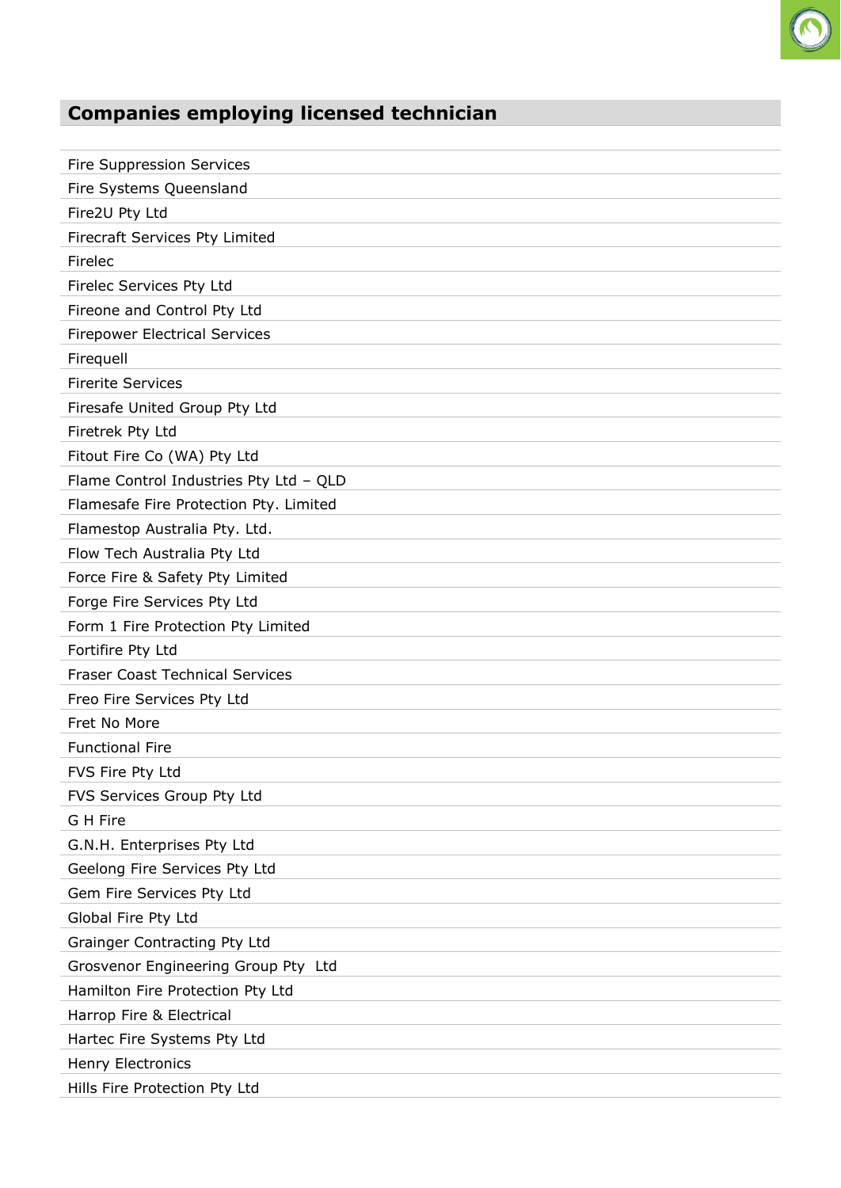## Companies employing licensed technician

| |
|---|
| Fire Suppression Services |
| Fire Systems Queensland |
| Fire2U Pty Ltd |
| Firecraft Services Pty Limited |
| Firelec |
| Firelec Services Pty Ltd |
| Fireone and Control Pty Ltd |
| Firepower Electrical Services |
| Firequell |
| Firerite Services |
| Firesafe United Group Pty Ltd |
| Firetrek Pty Ltd |
| Fitout Fire Co (WA) Pty Ltd |
| Flame Control Industries Pty Ltd – QLD |
| Flamesafe Fire Protection Pty. Limited |
| Flamestop Australia Pty. Ltd. |
| Flow Tech Australia Pty Ltd |
| Force Fire & Safety Pty Limited |
| Forge Fire Services Pty Ltd |
| Form 1 Fire Protection Pty Limited |
| Fortifire Pty Ltd |
| Fraser Coast Technical Services |
| Freo Fire Services Pty Ltd |
| Fret No More |
| Functional Fire |
| FVS Fire Pty Ltd |
| FVS Services Group Pty Ltd |
| G H Fire |
| G.N.H. Enterprises Pty Ltd |
| Geelong Fire Services Pty Ltd |
| Gem Fire Services Pty Ltd |
| Global Fire Pty Ltd |
| Grainger Contracting Pty Ltd |
| Grosvenor Engineering Group Pty Ltd |
| Hamilton Fire Protection Pty Ltd |
| Harrop Fire & Electrical |
| Hartec Fire Systems Pty Ltd |
| Henry Electronics |
| Hills Fire Protection Pty Ltd |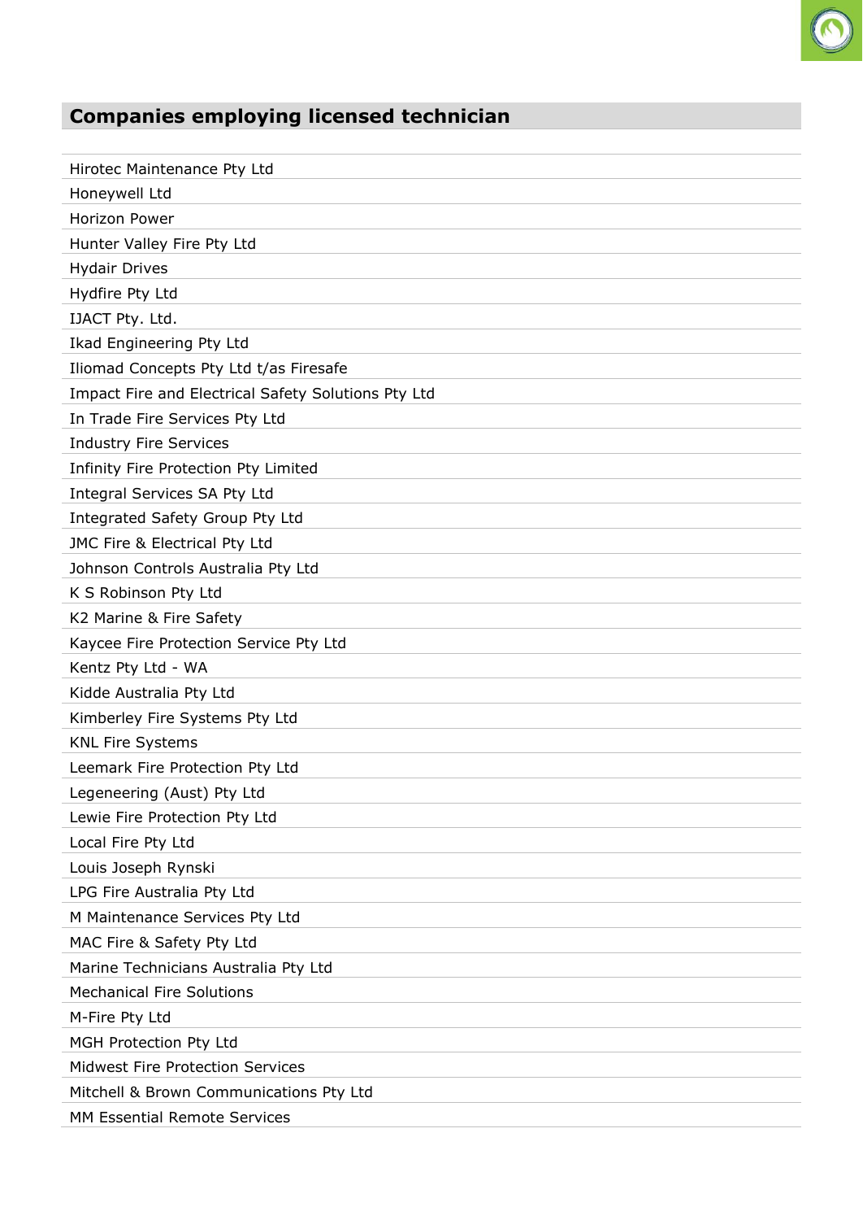## Companies employing licensed technician

| |
|---|
| Hirotec Maintenance Pty Ltd |
| Honeywell Ltd |
| Horizon Power |
| Hunter Valley Fire Pty Ltd |
| Hydair Drives |
| Hydfire Pty Ltd |
| IJACT Pty. Ltd. |
| Ikad Engineering Pty Ltd |
| Iliomad Concepts Pty Ltd t/as Firesafe |
| Impact Fire and Electrical Safety Solutions Pty Ltd |
| In Trade Fire Services Pty Ltd |
| Industry Fire Services |
| Infinity Fire Protection Pty Limited |
| Integral Services SA Pty Ltd |
| Integrated Safety Group Pty Ltd |
| JMC Fire & Electrical Pty Ltd |
| Johnson Controls Australia Pty Ltd |
| K S Robinson Pty Ltd |
| K2 Marine & Fire Safety |
| Kaycee Fire Protection Service Pty Ltd |
| Kentz Pty Ltd - WA |
| Kidde Australia Pty Ltd |
| Kimberley Fire Systems Pty Ltd |
| KNL Fire Systems |
| Leemark Fire Protection Pty Ltd |
| Legeneering (Aust) Pty Ltd |
| Lewie Fire Protection Pty Ltd |
| Local Fire Pty Ltd |
| Louis Joseph Rynski |
| LPG Fire Australia Pty Ltd |
| M Maintenance Services Pty Ltd |
| MAC Fire & Safety Pty Ltd |
| Marine Technicians Australia Pty Ltd |
| Mechanical Fire Solutions |
| M-Fire Pty Ltd |
| MGH Protection Pty Ltd |
| Midwest Fire Protection Services |
| Mitchell & Brown Communications Pty Ltd |
| MM Essential Remote Services |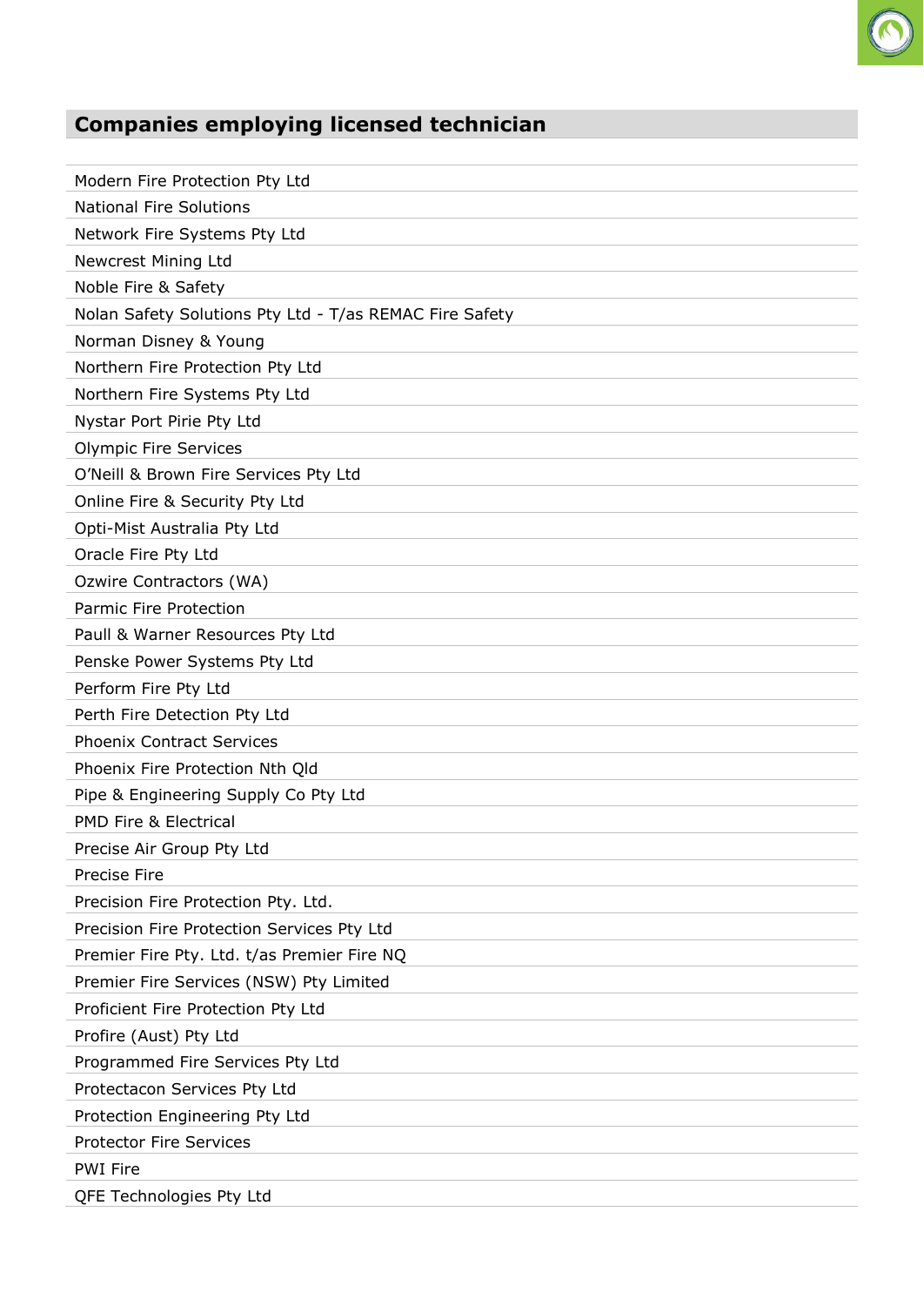## Companies employing licensed technician

| |
|---|
| Modern Fire Protection Pty Ltd |
| National Fire Solutions |
| Network Fire Systems Pty Ltd |
| Newcrest Mining Ltd |
| Noble Fire & Safety |
| Nolan Safety Solutions Pty Ltd - T/as REMAC Fire Safety |
| Norman Disney & Young |
| Northern Fire Protection Pty Ltd |
| Northern Fire Systems Pty Ltd |
| Nystar Port Pirie Pty Ltd |
| Olympic Fire Services |
| O'Neill & Brown Fire Services Pty Ltd |
| Online Fire & Security Pty Ltd |
| Opti-Mist Australia Pty Ltd |
| Oracle Fire Pty Ltd |
| Ozwire Contractors (WA) |
| Parmic Fire Protection |
| Paull & Warner Resources Pty Ltd |
| Penske Power Systems Pty Ltd |
| Perform Fire Pty Ltd |
| Perth Fire Detection Pty Ltd |
| Phoenix Contract Services |
| Phoenix Fire Protection Nth Qld |
| Pipe & Engineering Supply Co Pty Ltd |
| PMD Fire & Electrical |
| Precise Air Group Pty Ltd |
| Precise Fire |
| Precision Fire Protection Pty. Ltd. |
| Precision Fire Protection Services Pty Ltd |
| Premier Fire Pty. Ltd. t/as Premier Fire NQ |
| Premier Fire Services (NSW) Pty Limited |
| Proficient Fire Protection Pty Ltd |
| Profire (Aust) Pty Ltd |
| Programmed Fire Services Pty Ltd |
| Protectacon Services Pty Ltd |
| Protection Engineering Pty Ltd |
| Protector Fire Services |
| PWI Fire |
| QFE Technologies Pty Ltd |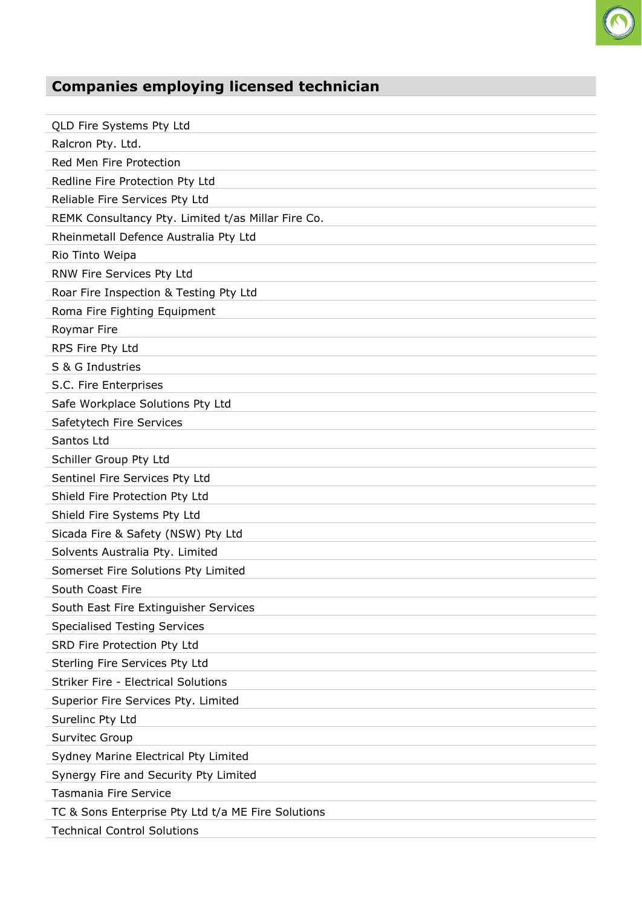## Companies employing licensed technician

| |
|---|
| QLD Fire Systems Pty Ltd |
| Ralcron Pty. Ltd. |
| Red Men Fire Protection |
| Redline Fire Protection Pty Ltd |
| Reliable Fire Services Pty Ltd |
| REMK Consultancy Pty. Limited t/as Millar Fire Co. |
| Rheinmetall Defence Australia Pty Ltd |
| Rio Tinto Weipa |
| RNW Fire Services Pty Ltd |
| Roar Fire Inspection & Testing Pty Ltd |
| Roma Fire Fighting Equipment |
| Roymar Fire |
| RPS Fire Pty Ltd |
| S & G Industries |
| S.C. Fire Enterprises |
| Safe Workplace Solutions Pty Ltd |
| Safetytech Fire Services |
| Santos Ltd |
| Schiller Group Pty Ltd |
| Sentinel Fire Services Pty Ltd |
| Shield Fire Protection Pty Ltd |
| Shield Fire Systems Pty Ltd |
| Sicada Fire & Safety (NSW) Pty Ltd |
| Solvents Australia Pty. Limited |
| Somerset Fire Solutions Pty Limited |
| South Coast Fire |
| South East Fire Extinguisher Services |
| Specialised Testing Services |
| SRD Fire Protection Pty Ltd |
| Sterling Fire Services Pty Ltd |
| Striker Fire - Electrical Solutions |
| Superior Fire Services Pty. Limited |
| Surelinc Pty Ltd |
| Survitec Group |
| Sydney Marine Electrical Pty Limited |
| Synergy Fire and Security Pty Limited |
| Tasmania Fire Service |
| TC & Sons Enterprise Pty Ltd t/a ME Fire Solutions |
| Technical Control Solutions |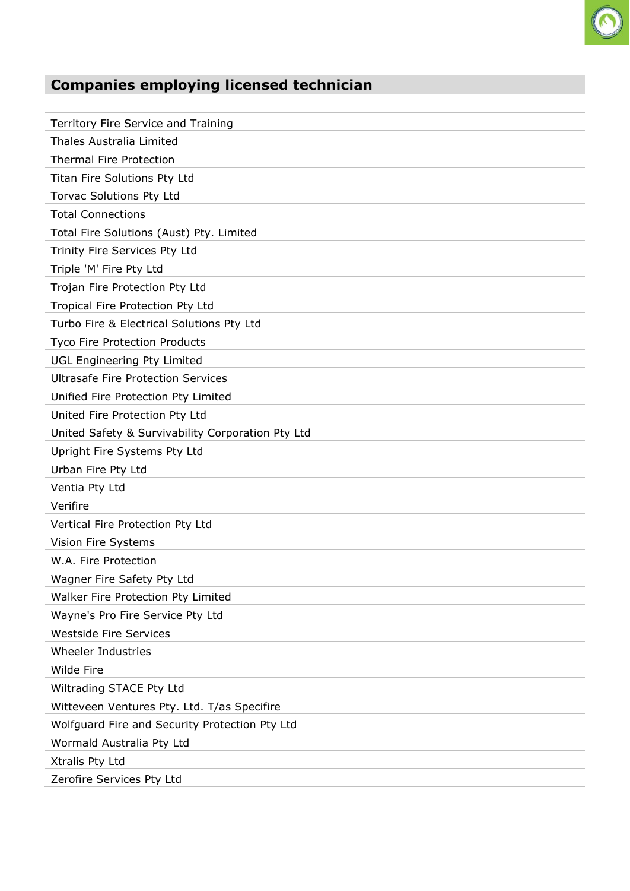## Companies employing licensed technician

| |
|---|
| Territory Fire Service and Training |
| Thales Australia Limited |
| Thermal Fire Protection |
| Titan Fire Solutions Pty Ltd |
| Torvac Solutions Pty Ltd |
| Total Connections |
| Total Fire Solutions (Aust) Pty. Limited |
| Trinity Fire Services Pty Ltd |
| Triple 'M' Fire Pty Ltd |
| Trojan Fire Protection Pty Ltd |
| Tropical Fire Protection Pty Ltd |
| Turbo Fire & Electrical Solutions Pty Ltd |
| Tyco Fire Protection Products |
| UGL Engineering Pty Limited |
| Ultrasafe Fire Protection Services |
| Unified Fire Protection Pty Limited |
| United Fire Protection Pty Ltd |
| United Safety & Survivability Corporation Pty Ltd |
| Upright Fire Systems Pty Ltd |
| Urban Fire Pty Ltd |
| Ventia Pty Ltd |
| Verifire |
| Vertical Fire Protection Pty Ltd |
| Vision Fire Systems |
| W.A. Fire Protection |
| Wagner Fire Safety Pty Ltd |
| Walker Fire Protection Pty Limited |
| Wayne's Pro Fire Service Pty Ltd |
| Westside Fire Services |
| Wheeler Industries |
| Wilde Fire |
| Wiltrading STACE Pty Ltd |
| Witteveen Ventures Pty. Ltd. T/as Specifire |
| Wolfguard Fire and Security Protection Pty Ltd |
| Wormald Australia Pty Ltd |
| Xtralis Pty Ltd |
| Zerofire Services Pty Ltd |